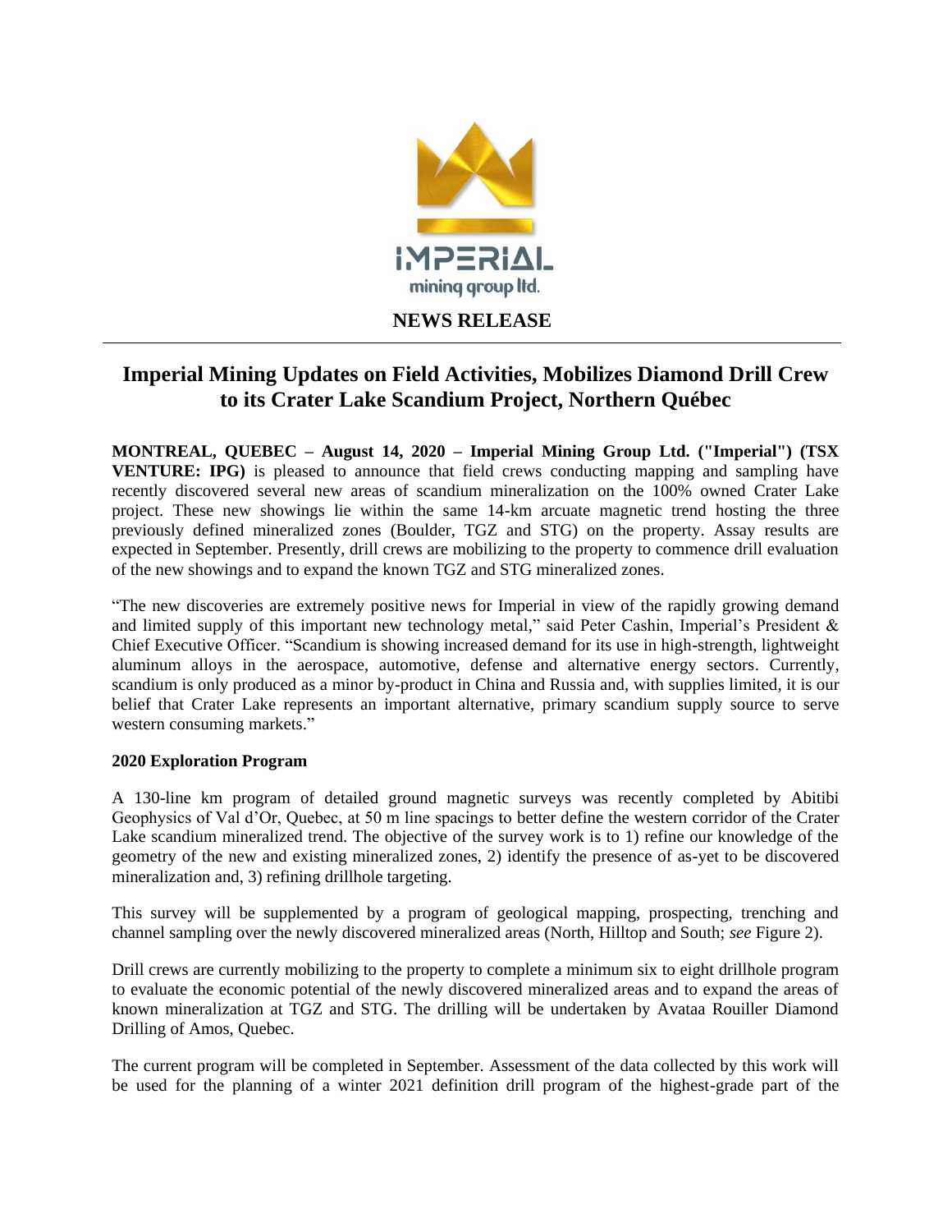**NEWS RELEASE**

# Imperial Mining Updates on Field Activities, Mobilizes Diamond Drill Crew to its Crater Lake Scandium Project, Northern Québec

**MONTREAL, QUEBEC – August 14, 2020 – Imperial Mining Group Ltd. ("Imperial") (TSX VENTURE: IPG)** is pleased to announce that field crews conducting mapping and sampling have recently discovered several new areas of scandium mineralization on the 100% owned Crater Lake project. These new showings lie within the same 14-km arcuate magnetic trend hosting the three previously defined mineralized zones (Boulder, TGZ and STG) on the property. Assay results are expected in September. Presently, drill crews are mobilizing to the property to commence drill evaluation of the new showings and to expand the known TGZ and STG mineralized zones.

"The new discoveries are extremely positive news for Imperial in view of the rapidly growing demand and limited supply of this important new technology metal," said Peter Cashin, Imperial's President & Chief Executive Officer. "Scandium is showing increased demand for its use in high-strength, lightweight aluminum alloys in the aerospace, automotive, defense and alternative energy sectors. Currently, scandium is only produced as a minor by-product in China and Russia and, with supplies limited, it is our belief that Crater Lake represents an important alternative, primary scandium supply source to serve western consuming markets."

## 2020 Exploration Program

A 130-line km program of detailed ground magnetic surveys was recently completed by Abitibi Geophysics of Val d'Or, Quebec, at 50 m line spacings to better define the western corridor of the Crater Lake scandium mineralized trend. The objective of the survey work is to 1) refine our knowledge of the geometry of the new and existing mineralized zones, 2) identify the presence of as-yet to be discovered mineralization and, 3) refining drillhole targeting.

This survey will be supplemented by a program of geological mapping, prospecting, trenching and channel sampling over the newly discovered mineralized areas (North, Hilltop and South; *see* Figure 2).

Drill crews are currently mobilizing to the property to complete a minimum six to eight drillhole program to evaluate the economic potential of the newly discovered mineralized areas and to expand the areas of known mineralization at TGZ and STG. The drilling will be undertaken by Avataa Rouiller Diamond Drilling of Amos, Quebec.

The current program will be completed in September. Assessment of the data collected by this work will be used for the planning of a winter 2021 definition drill program of the highest-grade part of the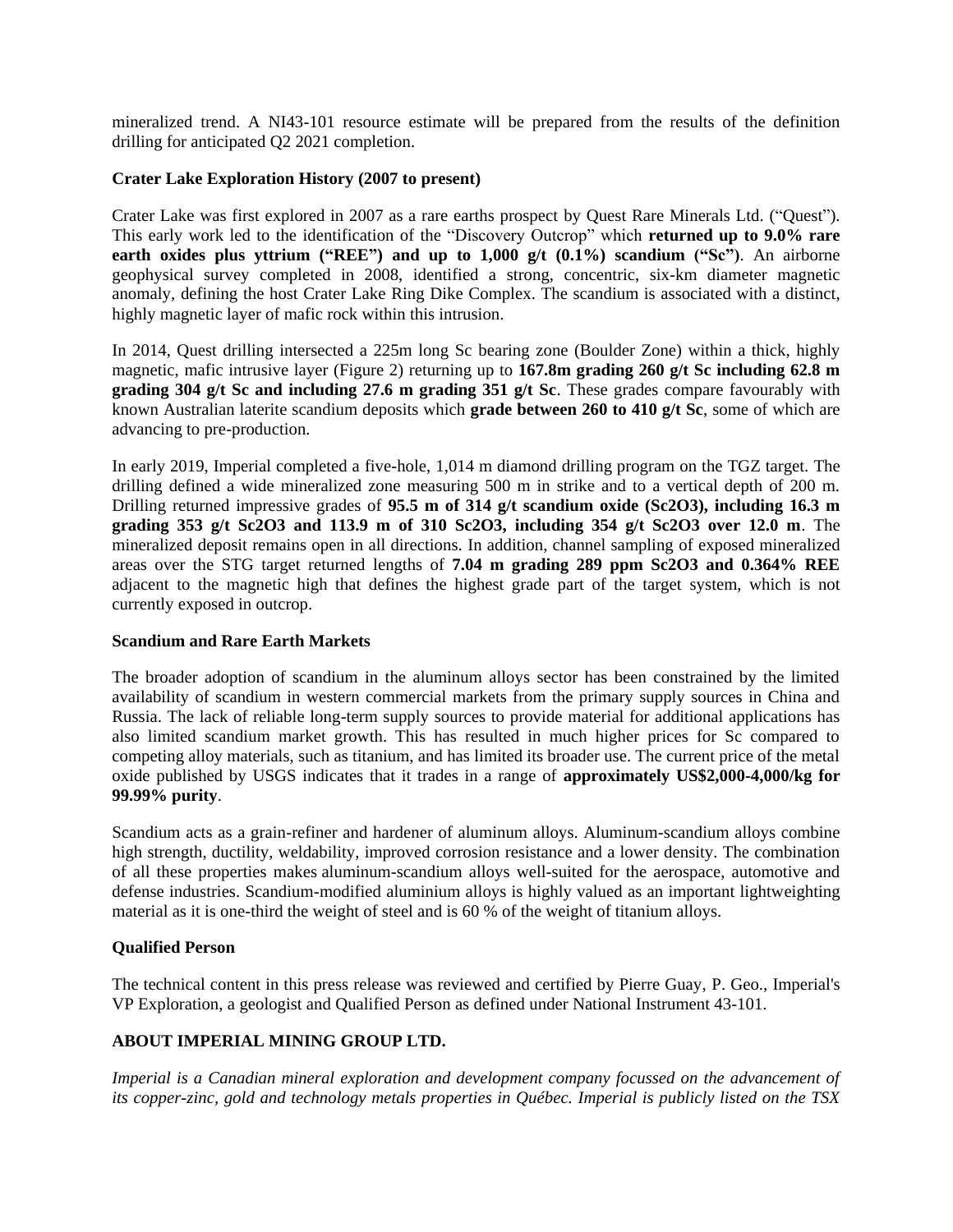mineralized trend. A NI43-101 resource estimate will be prepared from the results of the definition drilling for anticipated Q2 2021 completion.

**Crater Lake Exploration History (2007 to present)**

Crater Lake was first explored in 2007 as a rare earths prospect by Quest Rare Minerals Ltd. ("Quest"). This early work led to the identification of the "Discovery Outcrop" which **returned up to 9.0% rare earth oxides plus yttrium ("REE") and up to 1,000 g/t (0.1%) scandium ("Sc")**. An airborne geophysical survey completed in 2008, identified a strong, concentric, six-km diameter magnetic anomaly, defining the host Crater Lake Ring Dike Complex. The scandium is associated with a distinct, highly magnetic layer of mafic rock within this intrusion.

In 2014, Quest drilling intersected a 225m long Sc bearing zone (Boulder Zone) within a thick, highly magnetic, mafic intrusive layer (Figure 2) returning up to **167.8m grading 260 g/t Sc including 62.8 m grading 304 g/t Sc and including 27.6 m grading 351 g/t Sc**. These grades compare favourably with known Australian laterite scandium deposits which **grade between 260 to 410 g/t Sc**, some of which are advancing to pre-production.

In early 2019, Imperial completed a five-hole, 1,014 m diamond drilling program on the TGZ target. The drilling defined a wide mineralized zone measuring 500 m in strike and to a vertical depth of 200 m. Drilling returned impressive grades of **95.5 m of 314 g/t scandium oxide ($Sc_2O_3$), including 16.3 m grading 353 g/t $Sc_2O_3$ and 113.9 m of 310 $Sc_2O_3$, including 354 g/t $Sc_2O_3$ over 12.0 m**. The mineralized deposit remains open in all directions. In addition, channel sampling of exposed mineralized areas over the STG target returned lengths of **7.04 m grading 289 ppm $Sc_2O_3$ and 0.364% REE** adjacent to the magnetic high that defines the highest grade part of the target system, which is not currently exposed in outcrop.

**Scandium and Rare Earth Markets**

The broader adoption of scandium in the aluminum alloys sector has been constrained by the limited availability of scandium in western commercial markets from the primary supply sources in China and Russia. The lack of reliable long-term supply sources to provide material for additional applications has also limited scandium market growth. This has resulted in much higher prices for Sc compared to competing alloy materials, such as titanium, and has limited its broader use. The current price of the metal oxide published by USGS indicates that it trades in a range of **approximately US$2,000-4,000/kg for 99.99% purity**.

Scandium acts as a grain-refiner and hardener of aluminum alloys. Aluminum-scandium alloys combine high strength, ductility, weldability, improved corrosion resistance and a lower density. The combination of all these properties makes aluminum-scandium alloys well-suited for the aerospace, automotive and defense industries. Scandium-modified aluminium alloys is highly valued as an important lightweighting material as it is one-third the weight of steel and is 60 % of the weight of titanium alloys.

**Qualified Person**

The technical content in this press release was reviewed and certified by Pierre Guay, P. Geo., Imperial's VP Exploration, a geologist and Qualified Person as defined under National Instrument 43-101.

**ABOUT IMPERIAL MINING GROUP LTD.**

*Imperial is a Canadian mineral exploration and development company focussed on the advancement of its copper-zinc, gold and technology metals properties in Québec. Imperial is publicly listed on the TSX*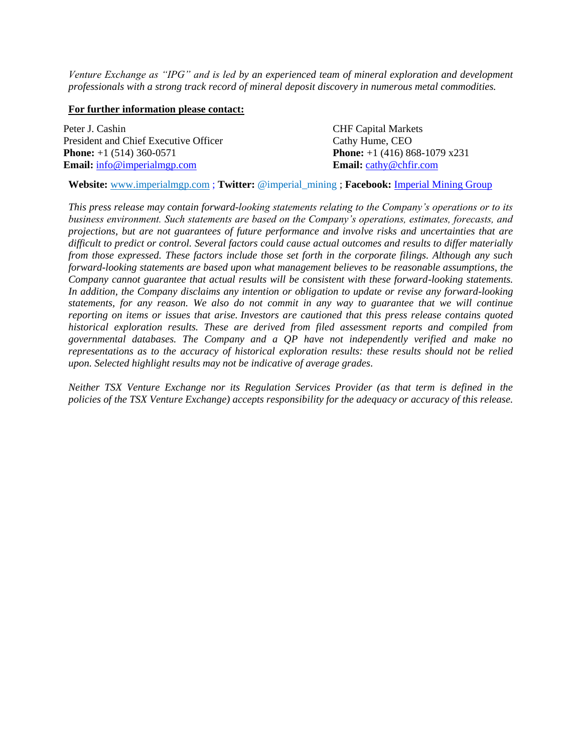*Venture Exchange as "IPG" and is led by an experienced team of mineral exploration and development professionals with a strong track record of mineral deposit discovery in numerous metal commodities.*

**For further information please contact:**

Peter J. Cashin
President and Chief Executive Officer
**Phone:** +1 (514) 360-0571
**Email:** info@imperialmgp.com

CHF Capital Markets
Cathy Hume, CEO
**Phone:** +1 (416) 868-1079 x231
**Email:** cathy@chfir.com

**Website:** www.imperialmgp.com ; **Twitter:** @imperial_mining ; **Facebook:** Imperial Mining Group

*This press release may contain forward-looking statements relating to the Company's operations or to its business environment. Such statements are based on the Company's operations, estimates, forecasts, and projections, but are not guarantees of future performance and involve risks and uncertainties that are difficult to predict or control. Several factors could cause actual outcomes and results to differ materially from those expressed. These factors include those set forth in the corporate filings. Although any such forward-looking statements are based upon what management believes to be reasonable assumptions, the Company cannot guarantee that actual results will be consistent with these forward-looking statements. In addition, the Company disclaims any intention or obligation to update or revise any forward-looking statements, for any reason. We also do not commit in any way to guarantee that we will continue reporting on items or issues that arise. Investors are cautioned that this press release contains quoted historical exploration results. These are derived from filed assessment reports and compiled from governmental databases. The Company and a QP have not independently verified and make no representations as to the accuracy of historical exploration results: these results should not be relied upon. Selected highlight results may not be indicative of average grades.*

*Neither TSX Venture Exchange nor its Regulation Services Provider (as that term is defined in the policies of the TSX Venture Exchange) accepts responsibility for the adequacy or accuracy of this release.*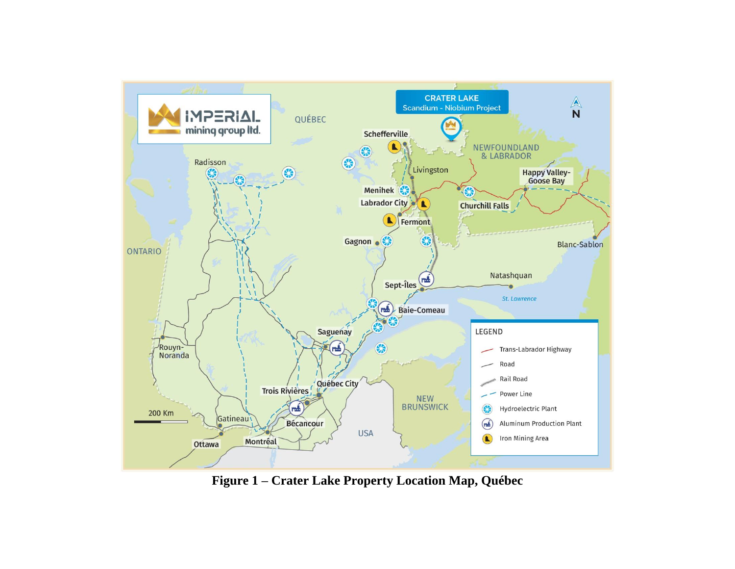**Figure 1 – Crater Lake Property Location Map, Québec**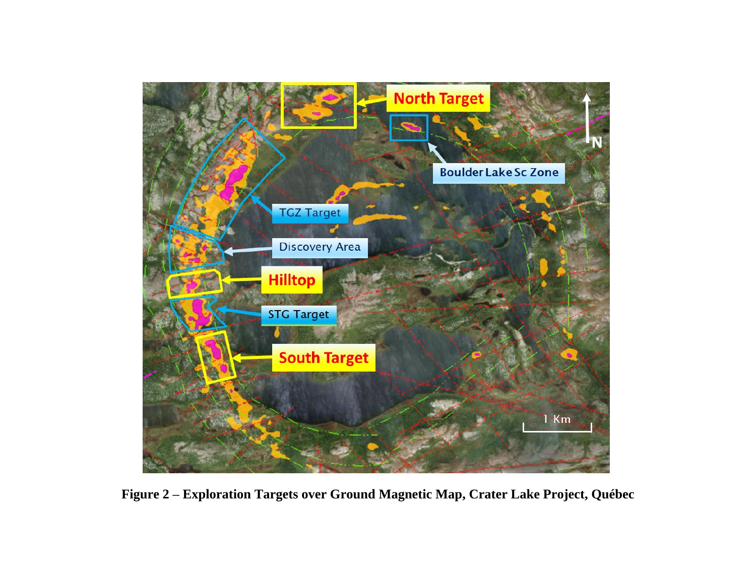North Target

Boulder Lake Sc Zone

TGZ Target

Discovery Area

Hilltop

STG Target

South Target

N

1 Km

**Figure 2 – Exploration Targets over Ground Magnetic Map, Crater Lake Project, Québec**